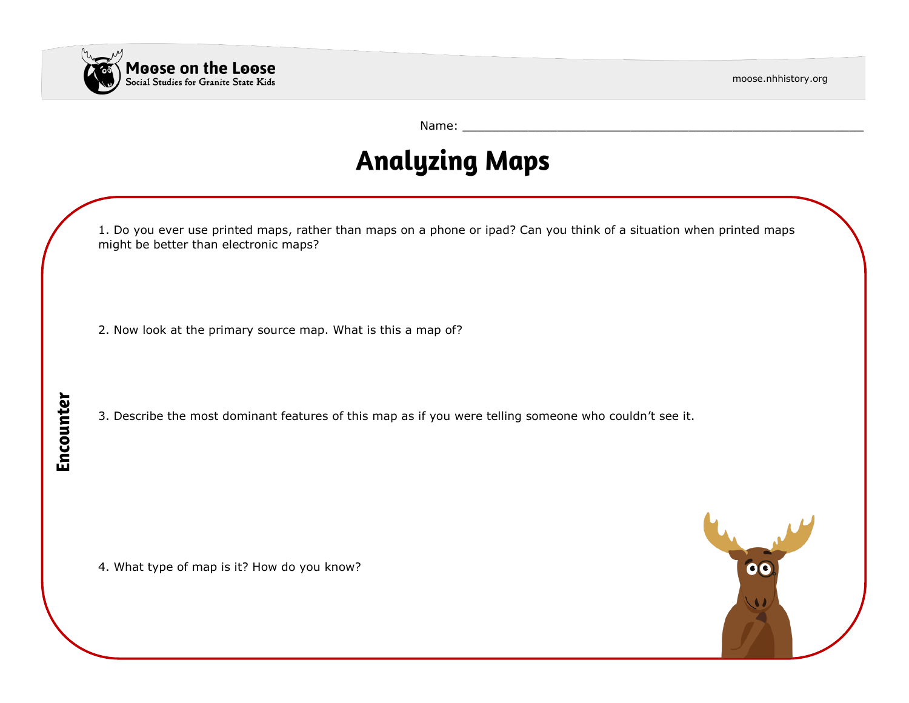Name: ____________________________________________________________

# Analyzing Maps

**Encounter**

1. Do you ever use printed maps, rather than maps on a phone or ipad? Can you think of a situation when printed maps might be better than electronic maps?

2. Now look at the primary source map. What is this a map of?

3. Describe the most dominant features of this map as if you were telling someone who couldn't see it.

4. What type of map is it? How do you know?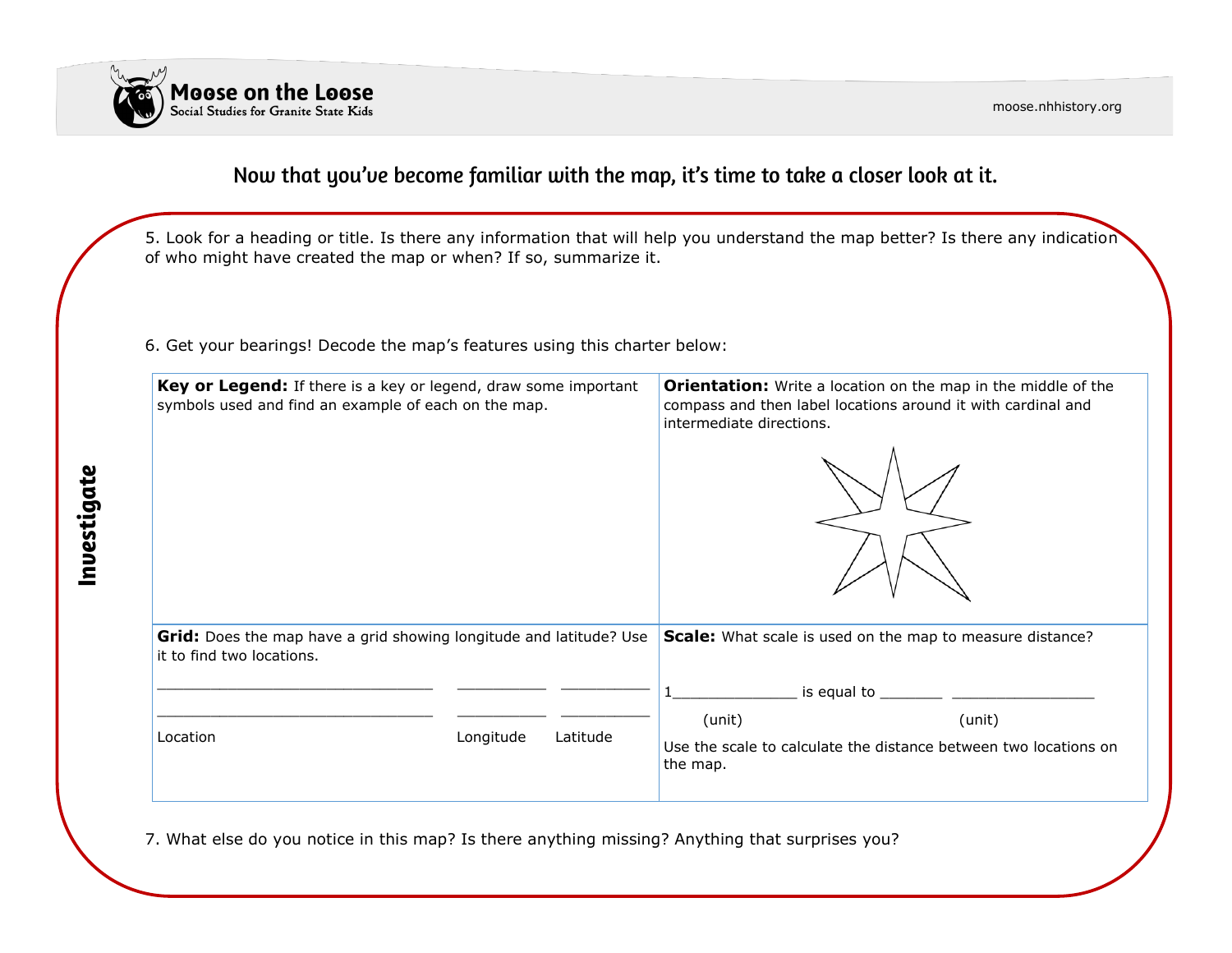Now that you've become familiar with the map, it's time to take a closer look at it.

## Investigate

5. Look for a heading or title. Is there any information that will help you understand the map better? Is there any indication of who might have created the map or when? If so, summarize it.

6. Get your bearings! Decode the map's features using this charter below:

| **Key or Legend:** If there is a key or legend, draw some important symbols used and find an example of each on the map. | **Orientation:** Write a location on the map in the middle of the compass and then label locations around it with cardinal and intermediate directions. |
| --- | --- |
| **Grid:** Does the map have a grid showing longitude and latitude? Use it to find two locations.<br><br>______________________________ __________ __________<br>______________________________ __________ __________<br>Location Longitude Latitude | **Scale:** What scale is used on the map to measure distance?<br><br>1______________ is equal to _______ ________________<br>(unit) (unit)<br><br>Use the scale to calculate the distance between two locations on the map. |

7. What else do you notice in this map? Is there anything missing? Anything that surprises you?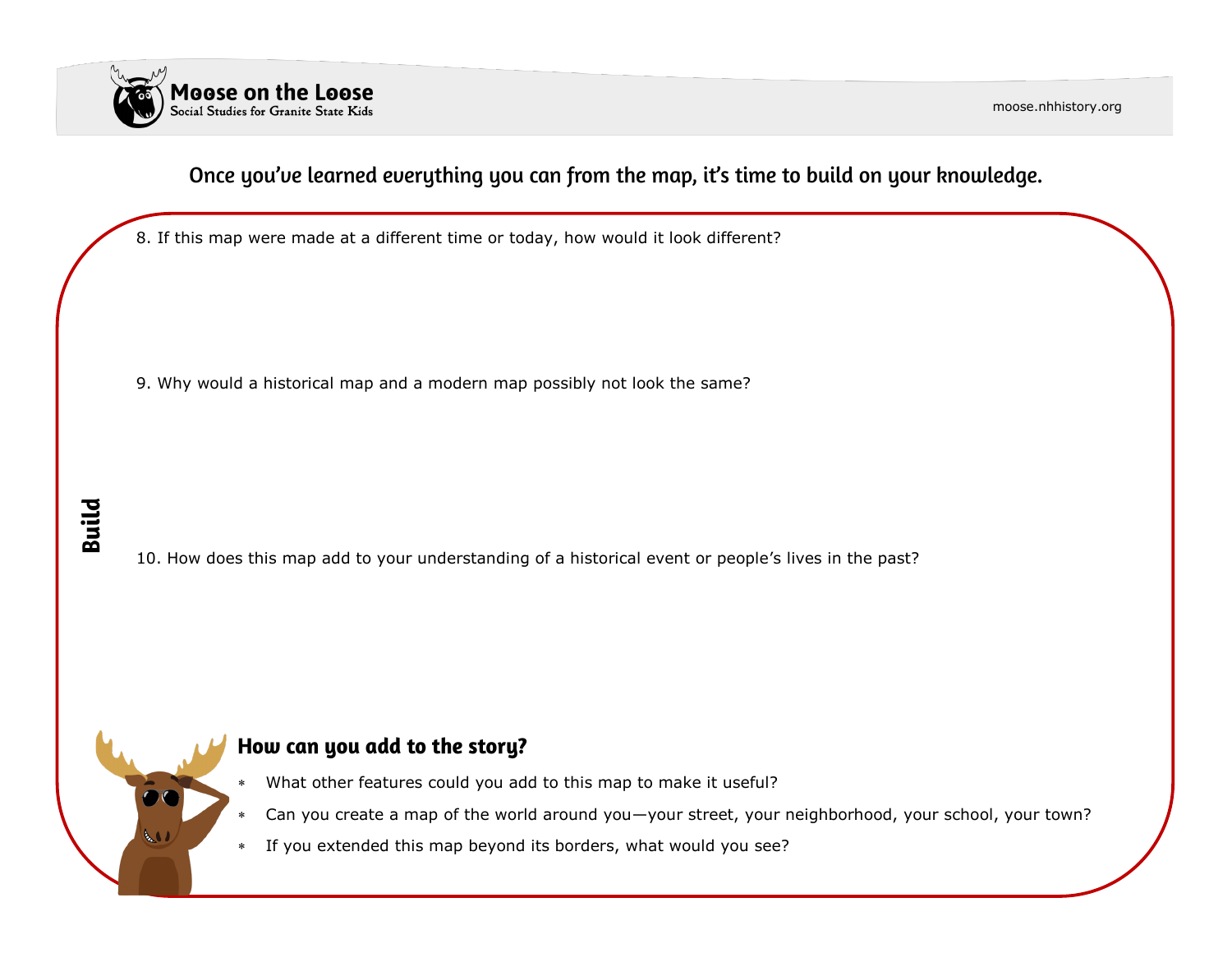Once you've learned everything you can from the map, it's time to build on your knowledge.

## Build

8. If this map were made at a different time or today, how would it look different?

9. Why would a historical map and a modern map possibly not look the same?

10. How does this map add to your understanding of a historical event or people's lives in the past?

### How can you add to the story?

- What other features could you add to this map to make it useful?
- Can you create a map of the world around you—your street, your neighborhood, your school, your town?
- If you extended this map beyond its borders, what would you see?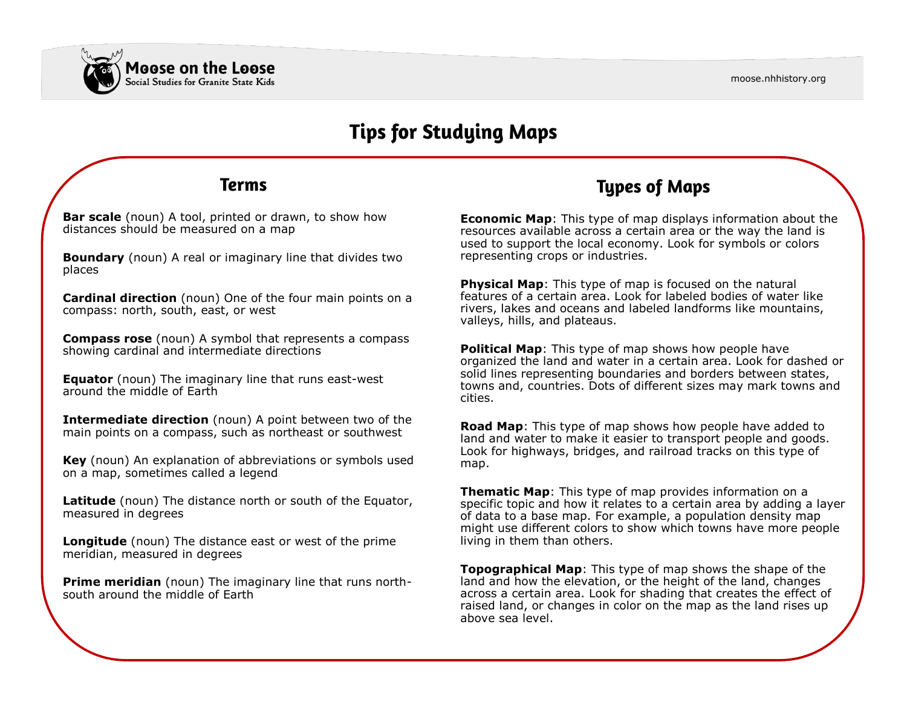# Tips for Studying Maps

## Terms

**Bar scale** (noun) A tool, printed or drawn, to show how distances should be measured on a map

**Boundary** (noun) A real or imaginary line that divides two places

**Cardinal direction** (noun) One of the four main points on a compass: north, south, east, or west

**Compass rose** (noun) A symbol that represents a compass showing cardinal and intermediate directions

**Equator** (noun) The imaginary line that runs east-west around the middle of Earth

**Intermediate direction** (noun) A point between two of the main points on a compass, such as northeast or southwest

**Key** (noun) An explanation of abbreviations or symbols used on a map, sometimes called a legend

**Latitude** (noun) The distance north or south of the Equator, measured in degrees

**Longitude** (noun) The distance east or west of the prime meridian, measured in degrees

**Prime meridian** (noun) The imaginary line that runs north-south around the middle of Earth

## Types of Maps

**Economic Map**: This type of map displays information about the resources available across a certain area or the way the land is used to support the local economy. Look for symbols or colors representing crops or industries.

**Physical Map**: This type of map is focused on the natural features of a certain area. Look for labeled bodies of water like rivers, lakes and oceans and labeled landforms like mountains, valleys, hills, and plateaus.

**Political Map**: This type of map shows how people have organized the land and water in a certain area. Look for dashed or solid lines representing boundaries and borders between states, towns and, countries. Dots of different sizes may mark towns and cities.

**Road Map**: This type of map shows how people have added to land and water to make it easier to transport people and goods. Look for highways, bridges, and railroad tracks on this type of map.

**Thematic Map**: This type of map provides information on a specific topic and how it relates to a certain area by adding a layer of data to a base map. For example, a population density map might use different colors to show which towns have more people living in them than others.

**Topographical Map**: This type of map shows the shape of the land and how the elevation, or the height of the land, changes across a certain area. Look for shading that creates the effect of raised land, or changes in color on the map as the land rises up above sea level.